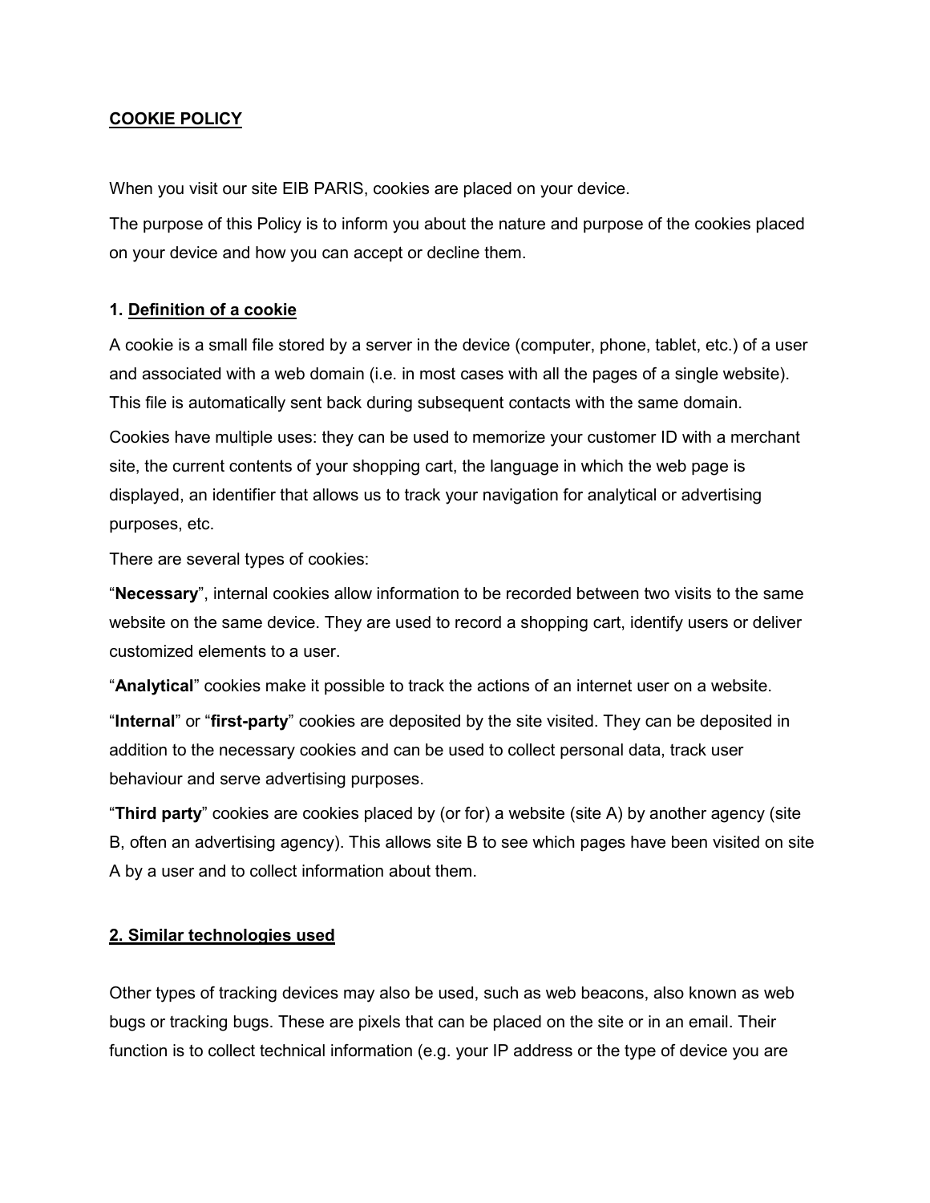# COOKIE POLICY

When you visit our site EIB PARIS, cookies are placed on your device.

The purpose of this Policy is to inform you about the nature and purpose of the cookies placed on your device and how you can accept or decline them.

## 1. Definition of a cookie

A cookie is a small file stored by a server in the device (computer, phone, tablet, etc.) of a user and associated with a web domain (i.e. in most cases with all the pages of a single website). This file is automatically sent back during subsequent contacts with the same domain.

Cookies have multiple uses: they can be used to memorize your customer ID with a merchant site, the current contents of your shopping cart, the language in which the web page is displayed, an identifier that allows us to track your navigation for analytical or advertising purposes, etc.

There are several types of cookies:

“**Necessary**”, internal cookies allow information to be recorded between two visits to the same website on the same device. They are used to record a shopping cart, identify users or deliver customized elements to a user.

“**Analytical**” cookies make it possible to track the actions of an internet user on a website.

“**Internal**” or “**first-party**” cookies are deposited by the site visited. They can be deposited in addition to the necessary cookies and can be used to collect personal data, track user behaviour and serve advertising purposes.

“**Third party**” cookies are cookies placed by (or for) a website (site A) by another agency (site B, often an advertising agency). This allows site B to see which pages have been visited on site A by a user and to collect information about them.

## 2. Similar technologies used

Other types of tracking devices may also be used, such as web beacons, also known as web bugs or tracking bugs. These are pixels that can be placed on the site or in an email. Their function is to collect technical information (e.g. your IP address or the type of device you are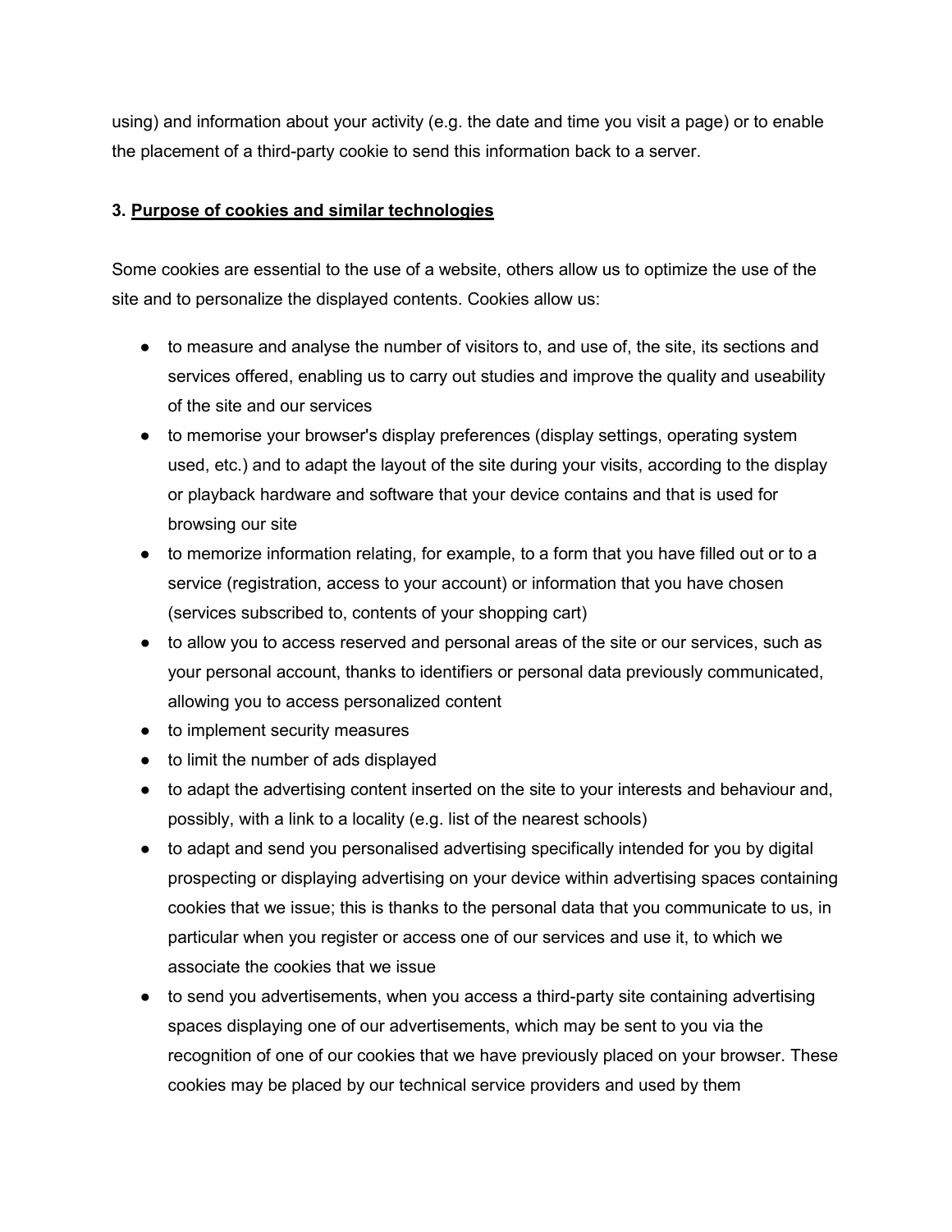using) and information about your activity (e.g. the date and time you visit a page) or to enable the placement of a third-party cookie to send this information back to a server.

## 3. Purpose of cookies and similar technologies

Some cookies are essential to the use of a website, others allow us to optimize the use of the site and to personalize the displayed contents. Cookies allow us:

- to measure and analyse the number of visitors to, and use of, the site, its sections and services offered, enabling us to carry out studies and improve the quality and useability of the site and our services
- to memorise your browser's display preferences (display settings, operating system used, etc.) and to adapt the layout of the site during your visits, according to the display or playback hardware and software that your device contains and that is used for browsing our site
- to memorize information relating, for example, to a form that you have filled out or to a service (registration, access to your account) or information that you have chosen (services subscribed to, contents of your shopping cart)
- to allow you to access reserved and personal areas of the site or our services, such as your personal account, thanks to identifiers or personal data previously communicated, allowing you to access personalized content
- to implement security measures
- to limit the number of ads displayed
- to adapt the advertising content inserted on the site to your interests and behaviour and, possibly, with a link to a locality (e.g. list of the nearest schools)
- to adapt and send you personalised advertising specifically intended for you by digital prospecting or displaying advertising on your device within advertising spaces containing cookies that we issue; this is thanks to the personal data that you communicate to us, in particular when you register or access one of our services and use it, to which we associate the cookies that we issue
- to send you advertisements, when you access a third-party site containing advertising spaces displaying one of our advertisements, which may be sent to you via the recognition of one of our cookies that we have previously placed on your browser. These cookies may be placed by our technical service providers and used by them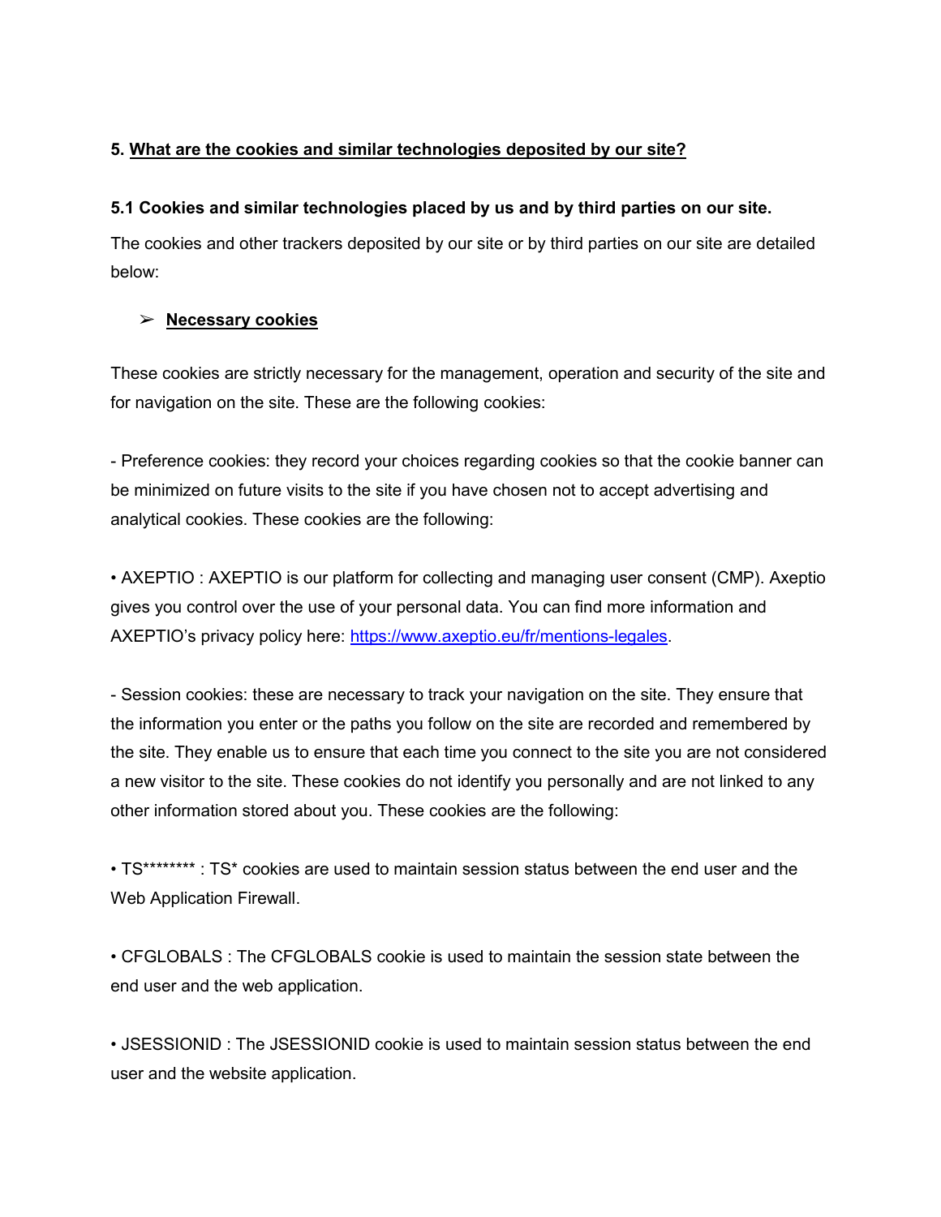## 5. <u>What are the cookies and similar technologies deposited by our site?</u>

### 5.1 Cookies and similar technologies placed by us and by third parties on our site.

The cookies and other trackers deposited by our site or by third parties on our site are detailed below:

➢ **<u>Necessary cookies</u>**

These cookies are strictly necessary for the management, operation and security of the site and for navigation on the site. These are the following cookies:

- Preference cookies: they record your choices regarding cookies so that the cookie banner can be minimized on future visits to the site if you have chosen not to accept advertising and analytical cookies. These cookies are the following:

• AXEPTIO : AXEPTIO is our platform for collecting and managing user consent (CMP). Axeptio gives you control over the use of your personal data. You can find more information and AXEPTIO's privacy policy here: [https://www.axeptio.eu/fr/mentions-legales](https://www.axeptio.eu/fr/mentions-legales).

- Session cookies: these are necessary to track your navigation on the site. They ensure that the information you enter or the paths you follow on the site are recorded and remembered by the site. They enable us to ensure that each time you connect to the site you are not considered a new visitor to the site. These cookies do not identify you personally and are not linked to any other information stored about you. These cookies are the following:

• TS******** : TS* cookies are used to maintain session status between the end user and the Web Application Firewall.

• CFGLOBALS : The CFGLOBALS cookie is used to maintain the session state between the end user and the web application.

• JSESSIONID : The JSESSIONID cookie is used to maintain session status between the end user and the website application.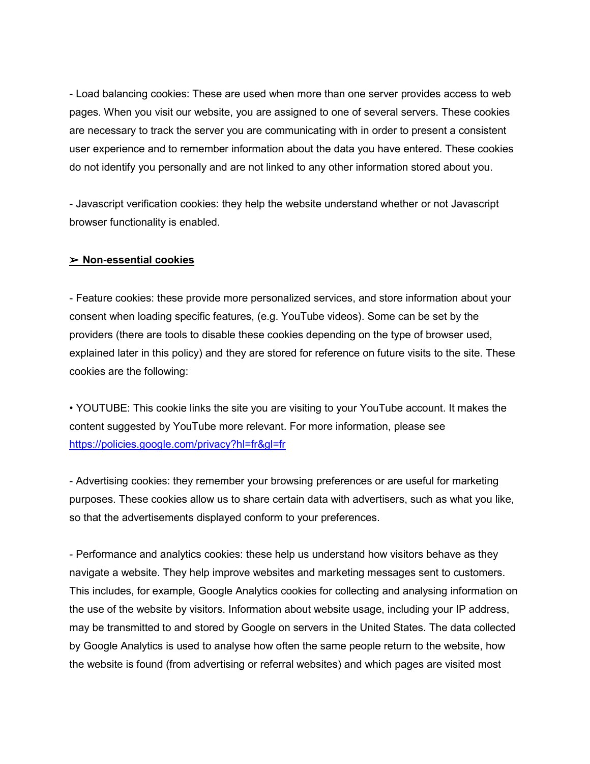- Load balancing cookies: These are used when more than one server provides access to web pages. When you visit our website, you are assigned to one of several servers. These cookies are necessary to track the server you are communicating with in order to present a consistent user experience and to remember information about the data you have entered. These cookies do not identify you personally and are not linked to any other information stored about you.

- Javascript verification cookies: they help the website understand whether or not Javascript browser functionality is enabled.

**➢ Non-essential cookies**

- Feature cookies: these provide more personalized services, and store information about your consent when loading specific features, (e.g. YouTube videos). Some can be set by the providers (there are tools to disable these cookies depending on the type of browser used, explained later in this policy) and they are stored for reference on future visits to the site. These cookies are the following:

• YOUTUBE: This cookie links the site you are visiting to your YouTube account. It makes the content suggested by YouTube more relevant. For more information, please see [https://policies.google.com/privacy?hl=fr&gl=fr](https://policies.google.com/privacy?hl=fr&gl=fr)

- Advertising cookies: they remember your browsing preferences or are useful for marketing purposes. These cookies allow us to share certain data with advertisers, such as what you like, so that the advertisements displayed conform to your preferences.

- Performance and analytics cookies: these help us understand how visitors behave as they navigate a website. They help improve websites and marketing messages sent to customers. This includes, for example, Google Analytics cookies for collecting and analysing information on the use of the website by visitors. Information about website usage, including your IP address, may be transmitted to and stored by Google on servers in the United States. The data collected by Google Analytics is used to analyse how often the same people return to the website, how the website is found (from advertising or referral websites) and which pages are visited most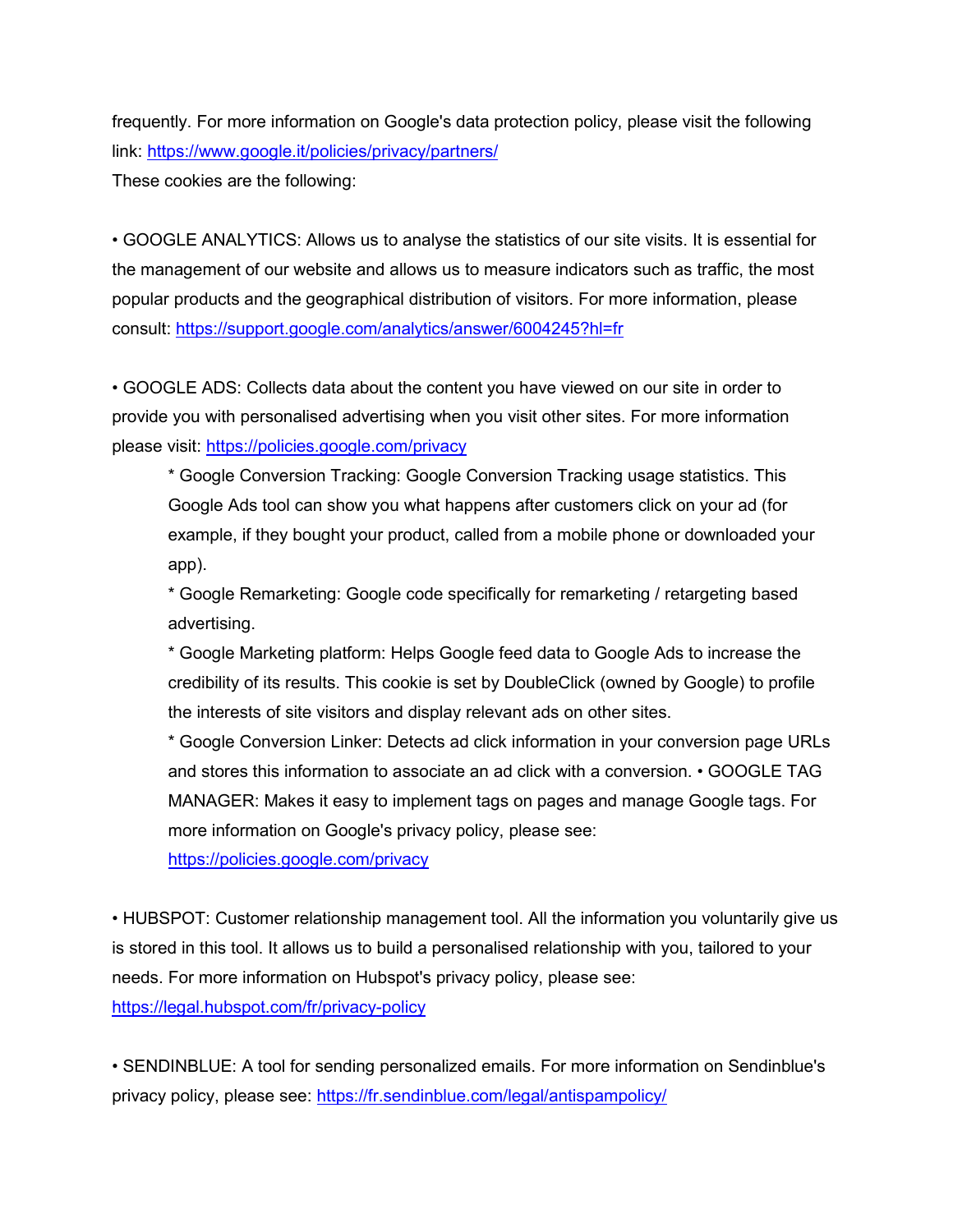frequently. For more information on Google's data protection policy, please visit the following link: [https://www.google.it/policies/privacy/partners/](https://www.google.it/policies/privacy/partners/)

These cookies are the following:

• GOOGLE ANALYTICS: Allows us to analyse the statistics of our site visits. It is essential for the management of our website and allows us to measure indicators such as traffic, the most popular products and the geographical distribution of visitors. For more information, please consult: [https://support.google.com/analytics/answer/6004245?hl=fr](https://support.google.com/analytics/answer/6004245?hl=fr)

• GOOGLE ADS: Collects data about the content you have viewed on our site in order to provide you with personalised advertising when you visit other sites. For more information please visit: [https://policies.google.com/privacy](https://policies.google.com/privacy)

> * Google Conversion Tracking: Google Conversion Tracking usage statistics. This Google Ads tool can show you what happens after customers click on your ad (for example, if they bought your product, called from a mobile phone or downloaded your app).
> * Google Remarketing: Google code specifically for remarketing / retargeting based advertising.
> * Google Marketing platform: Helps Google feed data to Google Ads to increase the credibility of its results. This cookie is set by DoubleClick (owned by Google) to profile the interests of site visitors and display relevant ads on other sites.
> * Google Conversion Linker: Detects ad click information in your conversion page URLs and stores this information to associate an ad click with a conversion. • GOOGLE TAG MANAGER: Makes it easy to implement tags on pages and manage Google tags. For more information on Google's privacy policy, please see: [https://policies.google.com/privacy](https://policies.google.com/privacy)

• HUBSPOT: Customer relationship management tool. All the information you voluntarily give us is stored in this tool. It allows us to build a personalised relationship with you, tailored to your needs. For more information on Hubspot's privacy policy, please see: [https://legal.hubspot.com/fr/privacy-policy](https://legal.hubspot.com/fr/privacy-policy)

• SENDINBLUE: A tool for sending personalized emails. For more information on Sendinblue's privacy policy, please see: [https://fr.sendinblue.com/legal/antispampolicy/](https://fr.sendinblue.com/legal/antispampolicy/)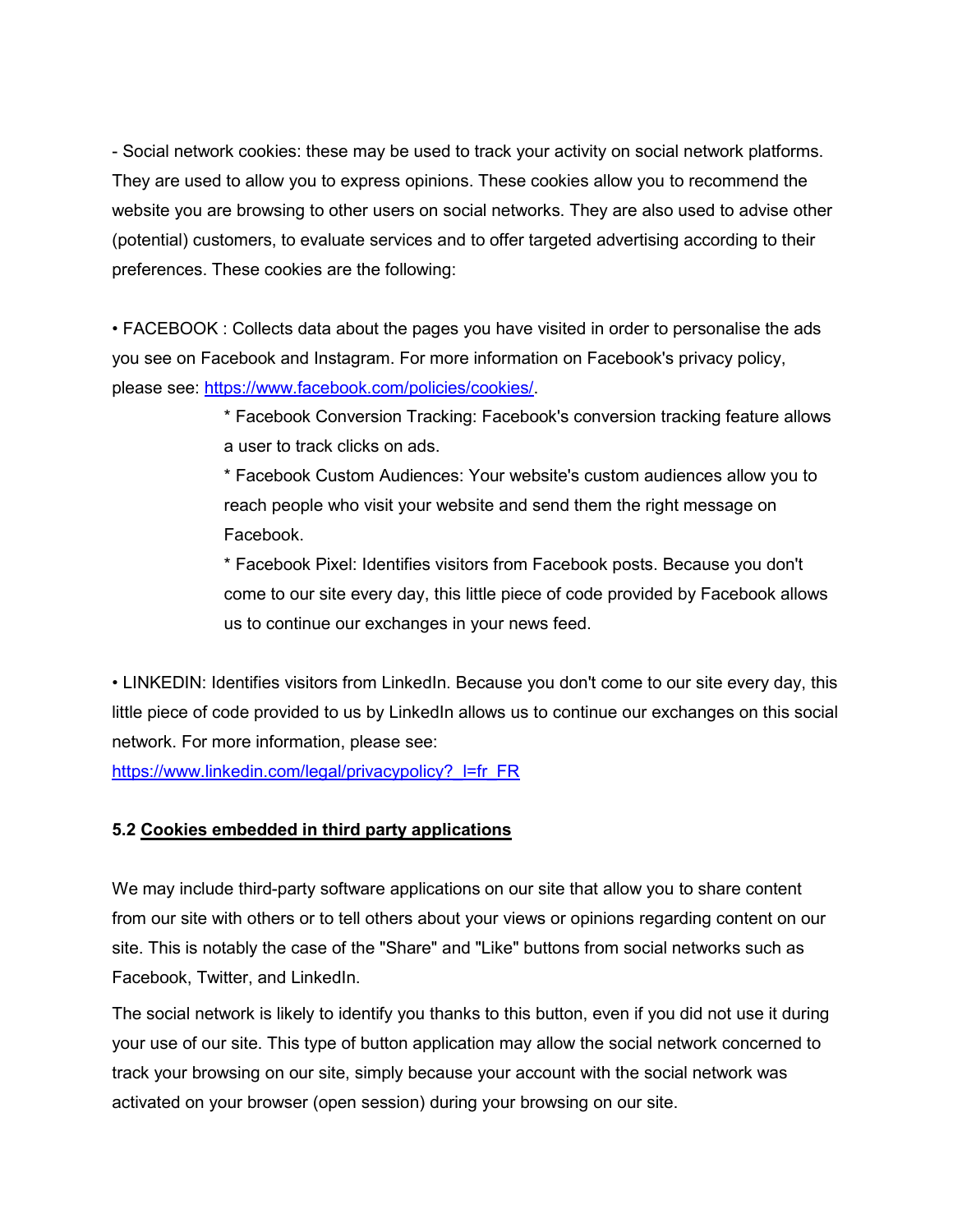- Social network cookies: these may be used to track your activity on social network platforms. They are used to allow you to express opinions. These cookies allow you to recommend the website you are browsing to other users on social networks. They are also used to advise other (potential) customers, to evaluate services and to offer targeted advertising according to their preferences. These cookies are the following:

• FACEBOOK : Collects data about the pages you have visited in order to personalise the ads you see on Facebook and Instagram. For more information on Facebook's privacy policy, please see: [https://www.facebook.com/policies/cookies/](https://www.facebook.com/policies/cookies/).

> * Facebook Conversion Tracking: Facebook's conversion tracking feature allows a user to track clicks on ads.
> * Facebook Custom Audiences: Your website's custom audiences allow you to reach people who visit your website and send them the right message on Facebook.
> * Facebook Pixel: Identifies visitors from Facebook posts. Because you don't come to our site every day, this little piece of code provided by Facebook allows us to continue our exchanges in your news feed.

• LINKEDIN: Identifies visitors from LinkedIn. Because you don't come to our site every day, this little piece of code provided to us by LinkedIn allows us to continue our exchanges on this social network. For more information, please see:
[https://www.linkedin.com/legal/privacypolicy?_l=fr_FR](https://www.linkedin.com/legal/privacypolicy?_l=fr_FR)

**5.2 Cookies embedded in third party applications**

We may include third-party software applications on our site that allow you to share content from our site with others or to tell others about your views or opinions regarding content on our site. This is notably the case of the "Share" and "Like" buttons from social networks such as Facebook, Twitter, and LinkedIn.

The social network is likely to identify you thanks to this button, even if you did not use it during your use of our site. This type of button application may allow the social network concerned to track your browsing on our site, simply because your account with the social network was activated on your browser (open session) during your browsing on our site.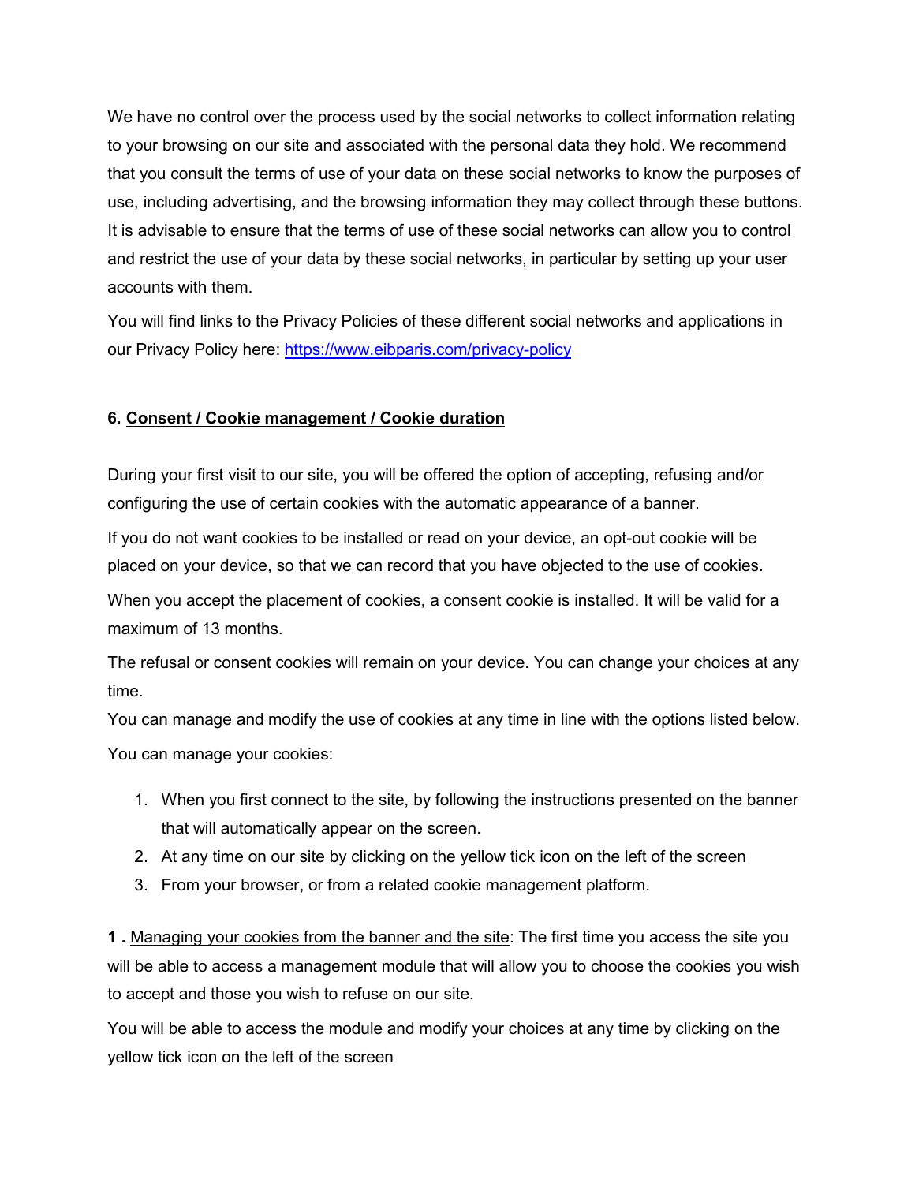We have no control over the process used by the social networks to collect information relating to your browsing on our site and associated with the personal data they hold. We recommend that you consult the terms of use of your data on these social networks to know the purposes of use, including advertising, and the browsing information they may collect through these buttons. It is advisable to ensure that the terms of use of these social networks can allow you to control and restrict the use of your data by these social networks, in particular by setting up your user accounts with them.

You will find links to the Privacy Policies of these different social networks and applications in our Privacy Policy here: [https://www.eibparis.com/privacy-policy](https://www.eibparis.com/privacy-policy)

## 6. Consent / Cookie management / Cookie duration

During your first visit to our site, you will be offered the option of accepting, refusing and/or configuring the use of certain cookies with the automatic appearance of a banner.

If you do not want cookies to be installed or read on your device, an opt-out cookie will be placed on your device, so that we can record that you have objected to the use of cookies.

When you accept the placement of cookies, a consent cookie is installed. It will be valid for a maximum of 13 months.

The refusal or consent cookies will remain on your device. You can change your choices at any time.

You can manage and modify the use of cookies at any time in line with the options listed below.

You can manage your cookies:

1. When you first connect to the site, by following the instructions presented on the banner that will automatically appear on the screen.
2. At any time on our site by clicking on the yellow tick icon on the left of the screen
3. From your browser, or from a related cookie management platform.

**1 .** Managing your cookies from the banner and the site: The first time you access the site you will be able to access a management module that will allow you to choose the cookies you wish to accept and those you wish to refuse on our site.

You will be able to access the module and modify your choices at any time by clicking on the yellow tick icon on the left of the screen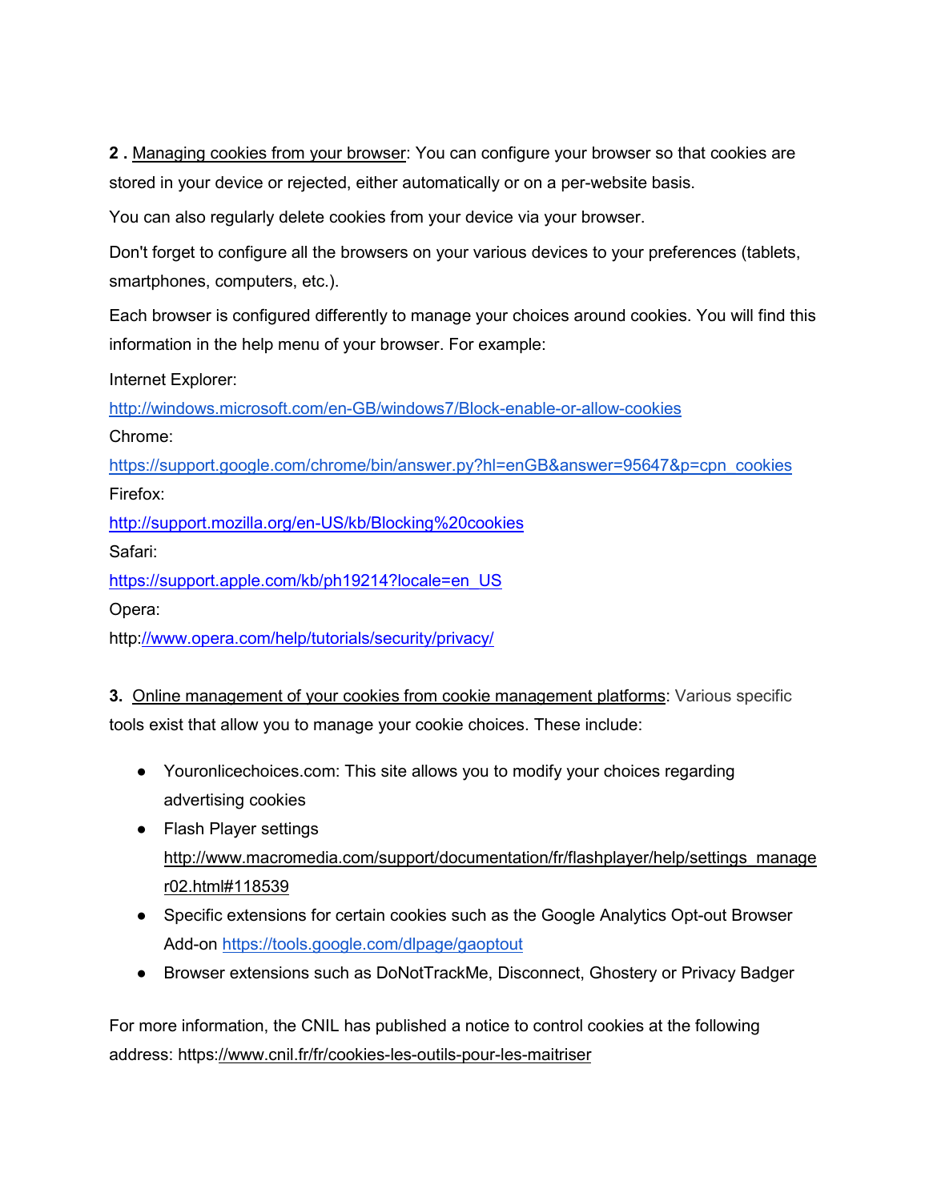**2 .** Managing cookies from your browser: You can configure your browser so that cookies are stored in your device or rejected, either automatically or on a per-website basis.

You can also regularly delete cookies from your device via your browser.

Don't forget to configure all the browsers on your various devices to your preferences (tablets, smartphones, computers, etc.).

Each browser is configured differently to manage your choices around cookies. You will find this information in the help menu of your browser. For example:

Internet Explorer:
http://windows.microsoft.com/en-GB/windows7/Block-enable-or-allow-cookies
Chrome:
https://support.google.com/chrome/bin/answer.py?hl=enGB&answer=95647&p=cpn_cookies
Firefox:
http://support.mozilla.org/en-US/kb/Blocking%20cookies
Safari:
https://support.apple.com/kb/ph19214?locale=en_US
Opera:
http://www.opera.com/help/tutorials/security/privacy/

**3.** Online management of your cookies from cookie management platforms: Various specific tools exist that allow you to manage your cookie choices. These include:

- Youronlicechoices.com: This site allows you to modify your choices regarding advertising cookies
- Flash Player settings http://www.macromedia.com/support/documentation/fr/flashplayer/help/settings_manager02.html#118539
- Specific extensions for certain cookies such as the Google Analytics Opt-out Browser Add-on https://tools.google.com/dlpage/gaoptout
- Browser extensions such as DoNotTrackMe, Disconnect, Ghostery or Privacy Badger

For more information, the CNIL has published a notice to control cookies at the following address: https://www.cnil.fr/fr/cookies-les-outils-pour-les-maitriser